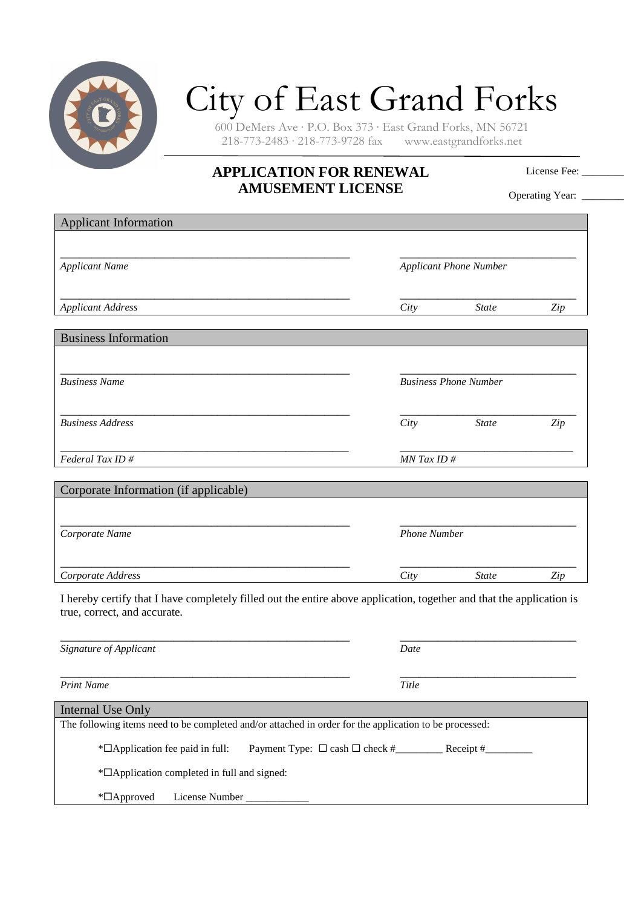# City of East Grand Forks

600 DeMers Ave · P.O. Box 373 · East Grand Forks, MN 56721
218-773-2483 · 218-773-9728 fax  www.eastgrandforks.net

## APPLICATION FOR RENEWAL AMUSEMENT LICENSE

License Fee: ________

Operating Year: ________

### Applicant Information

_______________________________________________ _______________________________

*Applicant Name* *Applicant Phone Number*

_______________________________________________ _______________________________

*Applicant Address* *City* *State* *Zip*

### Business Information

_______________________________________________ _______________________________

*Business Name* *Business Phone Number*

_______________________________________________ _______________________________

*Business Address* *City* *State* *Zip*

_______________________________________________ _______________________________

*Federal Tax ID #* *MN Tax ID #*

### Corporate Information (if applicable)

_______________________________________________ _______________________________

*Corporate Name* *Phone Number*

_______________________________________________ _______________________________

*Corporate Address* *City* *State* *Zip*

I hereby certify that I have completely filled out the entire above application, together and that the application is true, correct, and accurate.

_______________________________________________ _______________________________

*Signature of Applicant* *Date*

_______________________________________________ _______________________________

*Print Name* *Title*

### Internal Use Only

The following items need to be completed and/or attached in order for the application to be processed:

*☐Application fee paid in full: Payment Type: ☐ cash ☐ check #_________ Receipt #_________

*☐Application completed in full and signed:

*☐Approved License Number ____________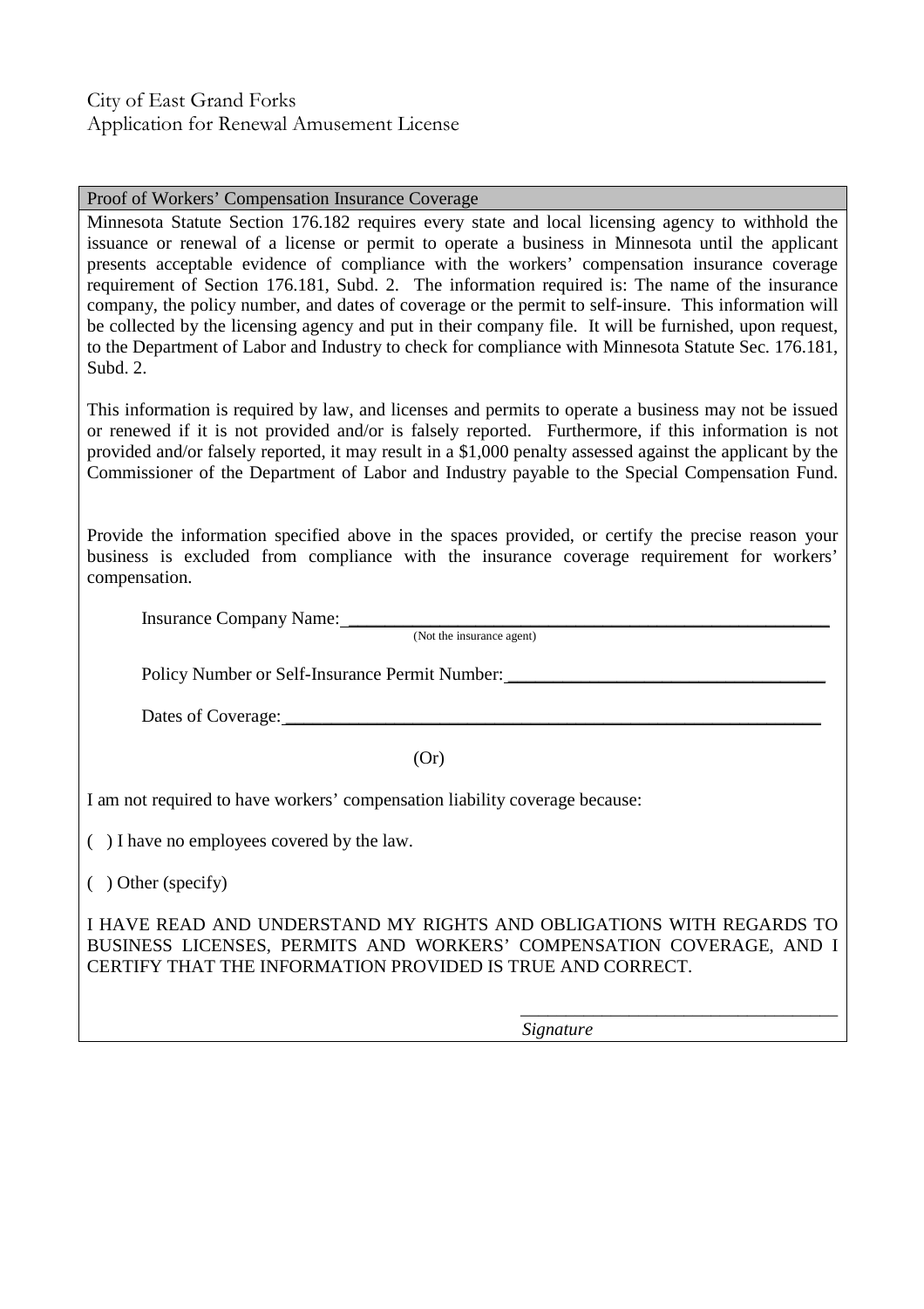City of East Grand Forks
Application for Renewal Amusement License

## Proof of Workers' Compensation Insurance Coverage

Minnesota Statute Section 176.182 requires every state and local licensing agency to withhold the issuance or renewal of a license or permit to operate a business in Minnesota until the applicant presents acceptable evidence of compliance with the workers' compensation insurance coverage requirement of Section 176.181, Subd. 2. The information required is: The name of the insurance company, the policy number, and dates of coverage or the permit to self-insure. This information will be collected by the licensing agency and put in their company file. It will be furnished, upon request, to the Department of Labor and Industry to check for compliance with Minnesota Statute Sec. 176.181, Subd. 2.

This information is required by law, and licenses and permits to operate a business may not be issued or renewed if it is not provided and/or is falsely reported. Furthermore, if this information is not provided and/or falsely reported, it may result in a $1,000 penalty assessed against the applicant by the Commissioner of the Department of Labor and Industry payable to the Special Compensation Fund.

Provide the information specified above in the spaces provided, or certify the precise reason your business is excluded from compliance with the insurance coverage requirement for workers' compensation.

Insurance Company Name: ______________________________________________________
(Not the insurance agent)

Policy Number or Self-Insurance Permit Number: ________________________________

Dates of Coverage: __________________________________________________________

(Or)

I am not required to have workers' compensation liability coverage because:

( ) I have no employees covered by the law.

( ) Other (specify)

I HAVE READ AND UNDERSTAND MY RIGHTS AND OBLIGATIONS WITH REGARDS TO BUSINESS LICENSES, PERMITS AND WORKERS' COMPENSATION COVERAGE, AND I CERTIFY THAT THE INFORMATION PROVIDED IS TRUE AND CORRECT.

__________________________________
*Signature*